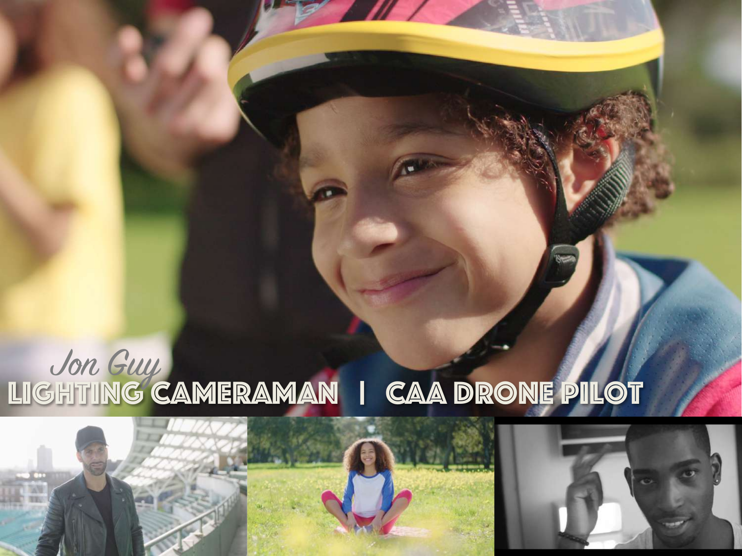*Jon Guy*

# LIGHTING CAMERAMAN | CAA DRONE PILOT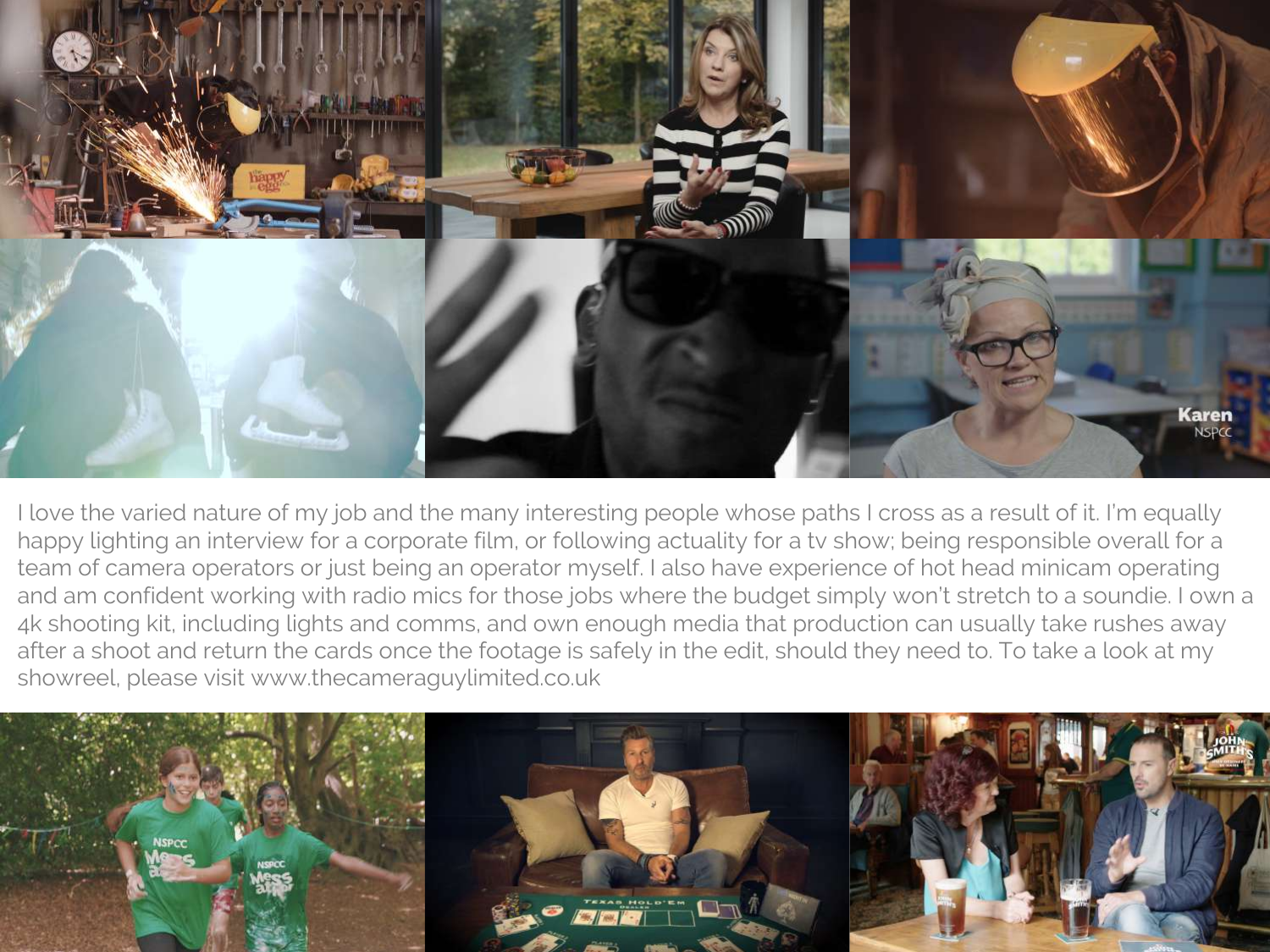I love the varied nature of my job and the many interesting people whose paths I cross as a result of it. I'm equally happy lighting an interview for a corporate film, or following actuality for a tv show; being responsible overall for a team of camera operators or just being an operator myself. I also have experience of hot head minicam operating and am confident working with radio mics for those jobs where the budget simply won't stretch to a soundie. I own a 4k shooting kit, including lights and comms, and own enough media that production can usually take rushes away after a shoot and return the cards once the footage is safely in the edit, should they need to. To take a look at my showreel, please visit www.thecameraguylimited.co.uk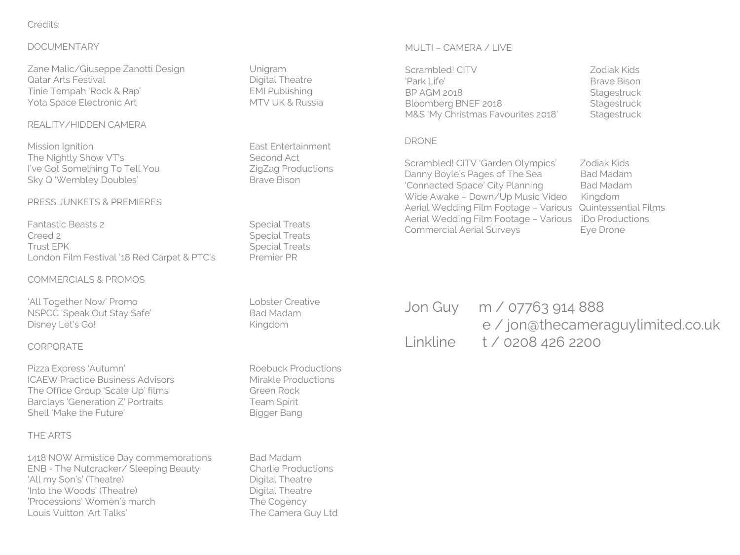Credits:

## DOCUMENTARY

| | |
|---|---|
| Zane Malic/Giuseppe Zanotti Design | Unigram |
| Qatar Arts Festival | Digital Theatre |
| Tinie Tempah 'Rock & Rap' | EMI Publishing |
| Yota Space Electronic Art | MTV UK & Russia |

## REALITY/HIDDEN CAMERA

| | |
|---|---|
| Mission Ignition | East Entertainment |
| The Nightly Show VT's | Second Act |
| I've Got Something To Tell You | ZigZag Productions |
| Sky Q 'Wembley Doubles' | Brave Bison |

## PRESS JUNKETS & PREMIERES

| | |
|---|---|
| Fantastic Beasts 2 | Special Treats |
| Creed 2 | Special Treats |
| Trust EPK | Special Treats |
| London Film Festival '18 Red Carpet & PTC's | Premier PR |

## COMMERCIALS & PROMOS

| | |
|---|---|
| 'All Together Now' Promo | Lobster Creative |
| NSPCC 'Speak Out Stay Safe' | Bad Madam |
| Disney Let's Go! | Kingdom |

## CORPORATE

| | |
|---|---|
| Pizza Express 'Autumn' | Roebuck Productions |
| ICAEW Practice Business Advisors | Mirakle Productions |
| The Office Group 'Scale Up' films | Green Rock |
| Barclays 'Generation Z' Portraits | Team Spirit |
| Shell 'Make the Future' | Bigger Bang |

## THE ARTS

| | |
|---|---|
| 1418 NOW Armistice Day commemorations | Bad Madam |
| ENB - The Nutcracker/ Sleeping Beauty | Charlie Productions |
| 'All my Son's' (Theatre) | Digital Theatre |
| 'Into the Woods' (Theatre) | Digital Theatre |
| 'Processions' Women's march | The Cogency |
| Louis Vuitton 'Art Talks' | The Camera Guy Ltd |

## MULTI – CAMERA / LIVE

| | |
|---|---|
| Scrambled! CITV | Zodiak Kids |
| 'Park Life' | Brave Bison |
| BP AGM 2018 | Stagestruck |
| Bloomberg BNEF 2018 | Stagestruck |
| M&S 'My Christmas Favourites 2018' | Stagestruck |

## DRONE

| | |
|---|---|
| Scrambled! CITV 'Garden Olympics' | Zodiak Kids |
| Danny Boyle's Pages of The Sea | Bad Madam |
| 'Connected Space' City Planning | Bad Madam |
| Wide Awake – Down/Up Music Video | Kingdom |
| Aerial Wedding Film Footage – Various | Quintessential Films |
| Aerial Wedding Film Footage – Various | iDo Productions |
| Commercial Aerial Surveys | Eye Drone |

Jon Guy m / 07763 914 888
e / jon@thecameraguylimited.co.uk

Linkline t / 0208 426 2200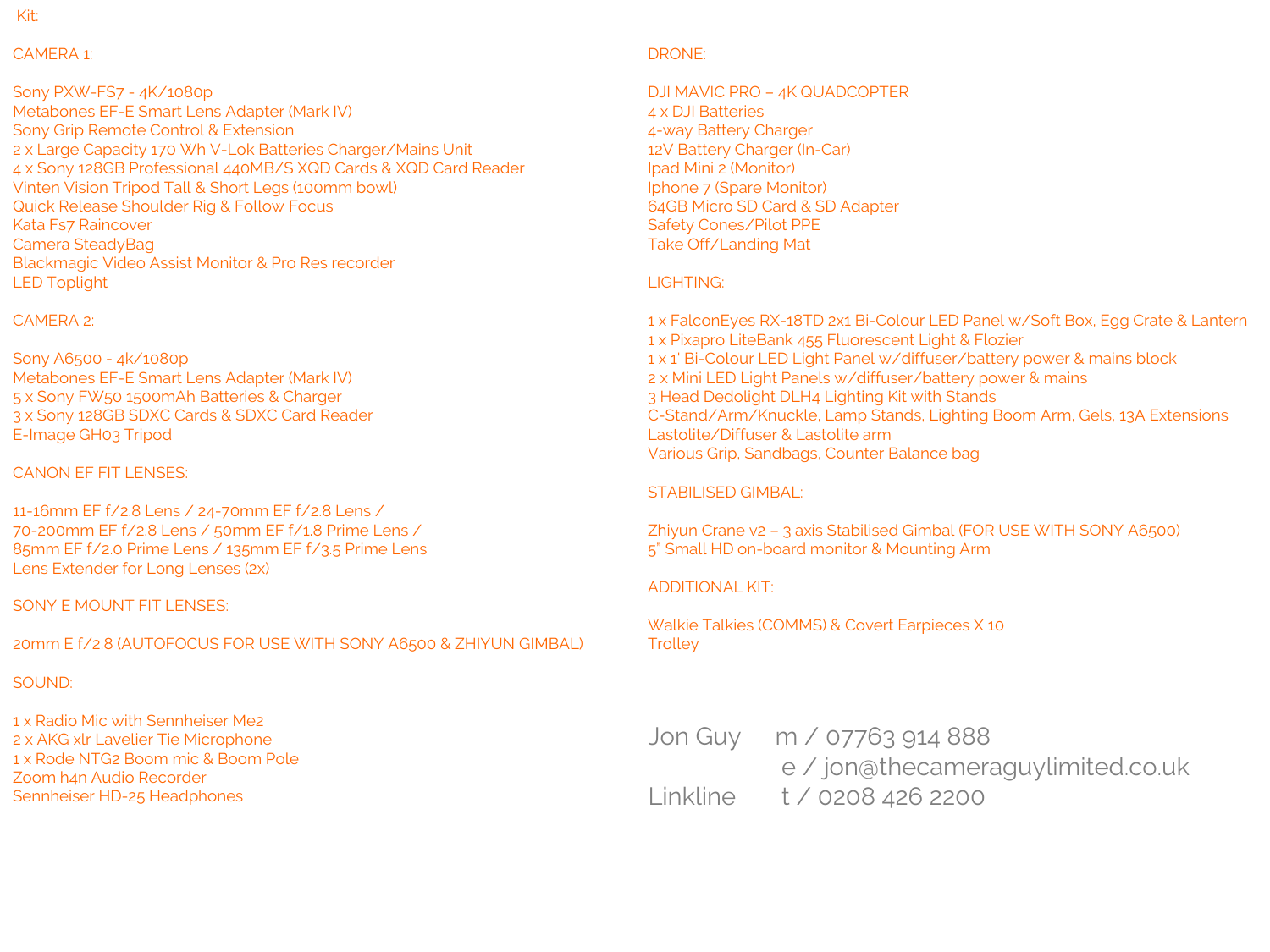Kit:

## CAMERA 1:

Sony PXW-FS7 - 4K/1080p
Metabones EF-E Smart Lens Adapter (Mark IV)
Sony Grip Remote Control & Extension
2 x Large Capacity 170 Wh V-Lok Batteries Charger/Mains Unit
4 x Sony 128GB Professional 440MB/S XQD Cards & XQD Card Reader
Vinten Vision Tripod Tall & Short Legs (100mm bowl)
Quick Release Shoulder Rig & Follow Focus
Kata Fs7 Raincover
Camera SteadyBag
Blackmagic Video Assist Monitor & Pro Res recorder
LED Toplight

## CAMERA 2:

Sony A6500 - 4k/1080p
Metabones EF-E Smart Lens Adapter (Mark IV)
5 x Sony FW50 1500mAh Batteries & Charger
3 x Sony 128GB SDXC Cards & SDXC Card Reader
E-Image GH03 Tripod

## CANON EF FIT LENSES:

11-16mm EF f/2.8 Lens / 24-70mm EF f/2.8 Lens /
70-200mm EF f/2.8 Lens / 50mm EF f/1.8 Prime Lens /
85mm EF f/2.0 Prime Lens / 135mm EF f/3.5 Prime Lens
Lens Extender for Long Lenses (2x)

## SONY E MOUNT FIT LENSES:

20mm E f/2.8 (AUTOFOCUS FOR USE WITH SONY A6500 & ZHIYUN GIMBAL)

## SOUND:

1 x Radio Mic with Sennheiser Me2
2 x AKG xlr Lavelier Tie Microphone
1 x Rode NTG2 Boom mic & Boom Pole
Zoom h4n Audio Recorder
Sennheiser HD-25 Headphones

## DRONE:

DJI MAVIC PRO – 4K QUADCOPTER
4 x DJI Batteries
4-way Battery Charger
12V Battery Charger (In-Car)
Ipad Mini 2 (Monitor)
Iphone 7 (Spare Monitor)
64GB Micro SD Card & SD Adapter
Safety Cones/Pilot PPE
Take Off/Landing Mat

## LIGHTING:

1 x FalconEyes RX-18TD 2x1 Bi-Colour LED Panel w/Soft Box, Egg Crate & Lantern
1 x Pixapro LiteBank 455 Fluorescent Light & Flozier
1 x 1' Bi-Colour LED Light Panel w/diffuser/battery power & mains block
2 x Mini LED Light Panels w/diffuser/battery power & mains
3 Head Dedolight DLH4 Lighting Kit with Stands
C-Stand/Arm/Knuckle, Lamp Stands, Lighting Boom Arm, Gels, 13A Extensions
Lastolite/Diffuser & Lastolite arm
Various Grip, Sandbags, Counter Balance bag

## STABILISED GIMBAL:

Zhiyun Crane v2 – 3 axis Stabilised Gimbal (FOR USE WITH SONY A6500)
5" Small HD on-board monitor & Mounting Arm

## ADDITIONAL KIT:

Walkie Talkies (COMMS) & Covert Earpieces X 10
Trolley

Jon Guy m / 07763 914 888
e / jon@thecameraguylimited.co.uk
Linkline t / 0208 426 2200